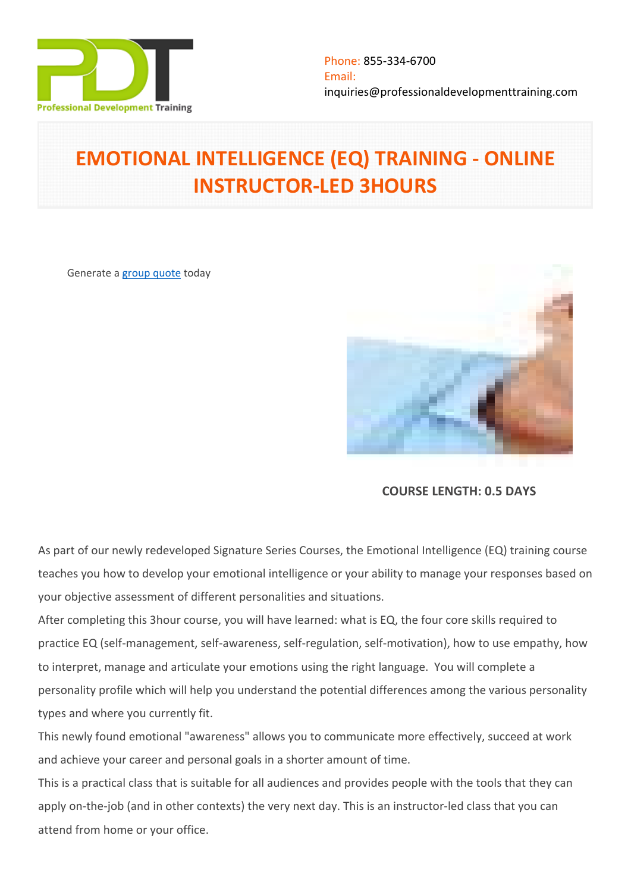Phone: 855-334-6700
Email:
inquiries@professionaldevelopmenttraining.com

# EMOTIONAL INTELLIGENCE (EQ) TRAINING - ONLINE INSTRUCTOR-LED 3HOURS

Generate a group quote today

**COURSE LENGTH: 0.5 DAYS**

As part of our newly redeveloped Signature Series Courses, the Emotional Intelligence (EQ) training course teaches you how to develop your emotional intelligence or your ability to manage your responses based on your objective assessment of different personalities and situations.

After completing this 3hour course, you will have learned: what is EQ, the four core skills required to practice EQ (self-management, self-awareness, self-regulation, self-motivation), how to use empathy, how to interpret, manage and articulate your emotions using the right language. You will complete a personality profile which will help you understand the potential differences among the various personality types and where you currently fit.

This newly found emotional "awareness" allows you to communicate more effectively, succeed at work and achieve your career and personal goals in a shorter amount of time.

This is a practical class that is suitable for all audiences and provides people with the tools that they can apply on-the-job (and in other contexts) the very next day. This is an instructor-led class that you can attend from home or your office.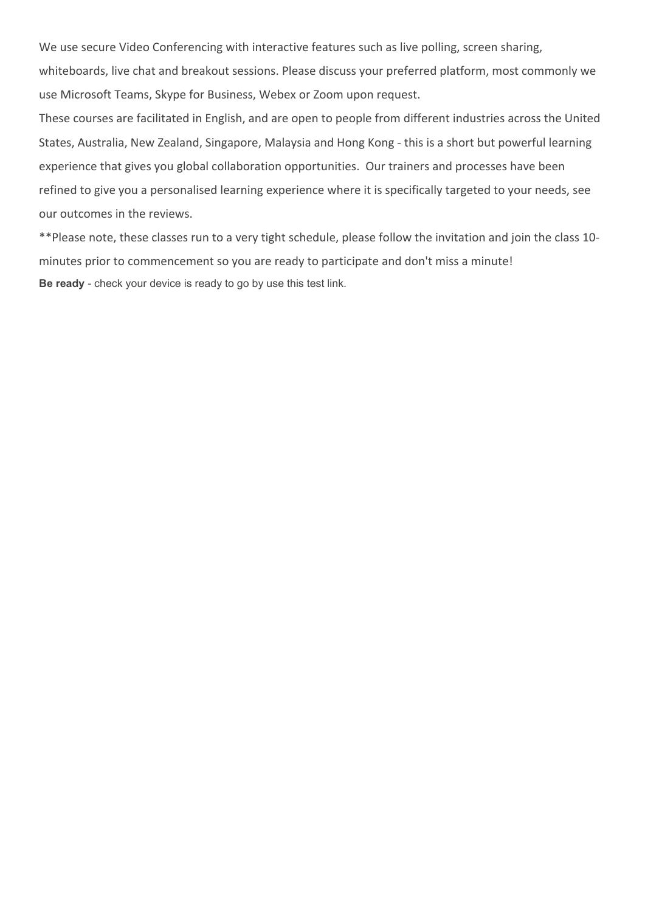We use secure Video Conferencing with interactive features such as live polling, screen sharing, whiteboards, live chat and breakout sessions. Please discuss your preferred platform, most commonly we use Microsoft Teams, Skype for Business, Webex or Zoom upon request.

These courses are facilitated in English, and are open to people from different industries across the United States, Australia, New Zealand, Singapore, Malaysia and Hong Kong - this is a short but powerful learning experience that gives you global collaboration opportunities. Our trainers and processes have been refined to give you a personalised learning experience where it is specifically targeted to your needs, see our outcomes in the reviews.

**Please note, these classes run to a very tight schedule, please follow the invitation and join the class 10-minutes prior to commencement so you are ready to participate and don't miss a minute!

**Be ready** - check your device is ready to go by use this test link.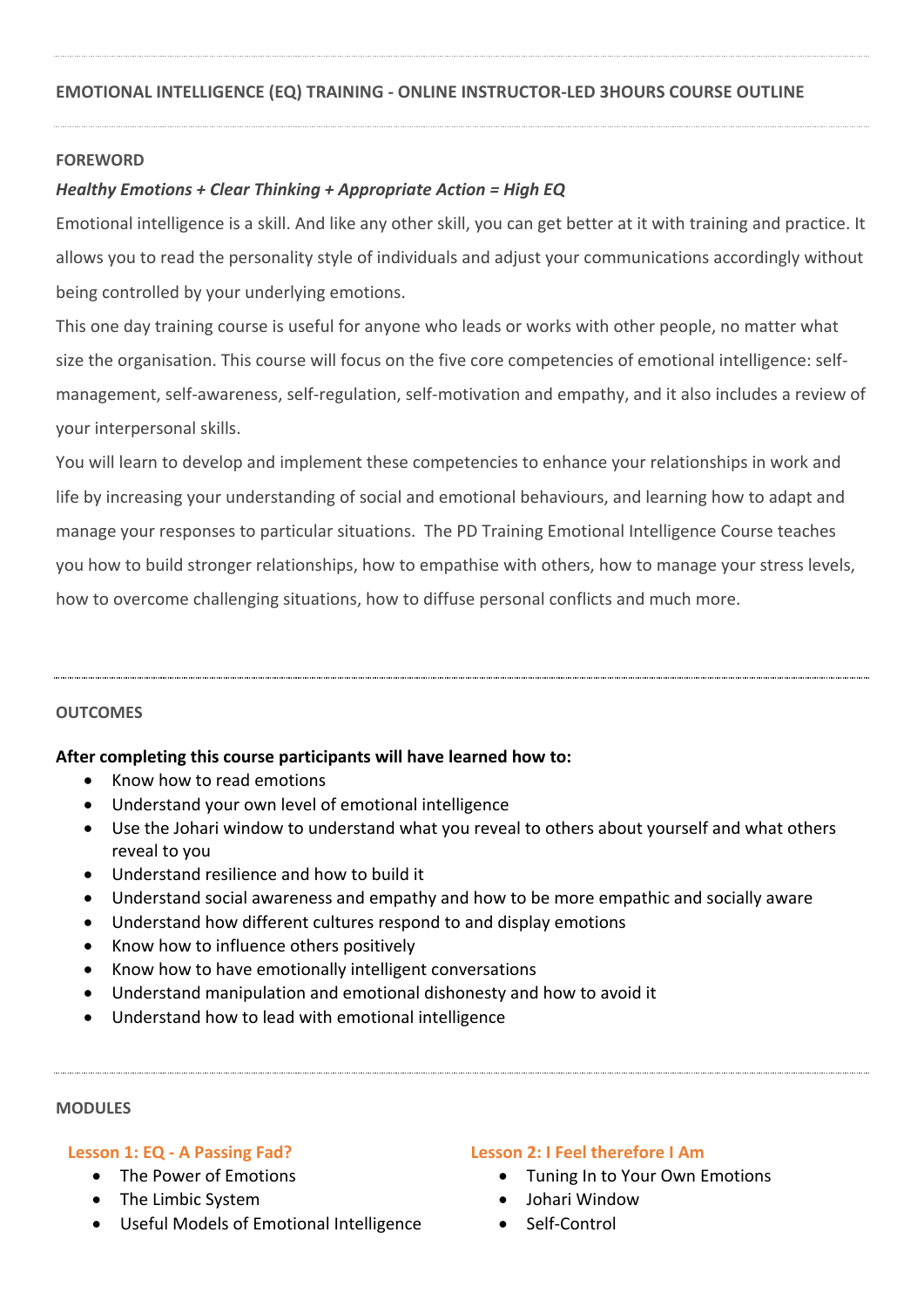## EMOTIONAL INTELLIGENCE (EQ) TRAINING - ONLINE INSTRUCTOR-LED 3HOURS COURSE OUTLINE

### FOREWORD

***Healthy Emotions + Clear Thinking + Appropriate Action = High EQ***

Emotional intelligence is a skill. And like any other skill, you can get better at it with training and practice. It allows you to read the personality style of individuals and adjust your communications accordingly without being controlled by your underlying emotions.

This one day training course is useful for anyone who leads or works with other people, no matter what size the organisation. This course will focus on the five core competencies of emotional intelligence: self-management, self-awareness, self-regulation, self-motivation and empathy, and it also includes a review of your interpersonal skills.

You will learn to develop and implement these competencies to enhance your relationships in work and life by increasing your understanding of social and emotional behaviours, and learning how to adapt and manage your responses to particular situations. The PD Training Emotional Intelligence Course teaches you how to build stronger relationships, how to empathise with others, how to manage your stress levels, how to overcome challenging situations, how to diffuse personal conflicts and much more.

### OUTCOMES

**After completing this course participants will have learned how to:**

- Know how to read emotions
- Understand your own level of emotional intelligence
- Use the Johari window to understand what you reveal to others about yourself and what others reveal to you
- Understand resilience and how to build it
- Understand social awareness and empathy and how to be more empathic and socially aware
- Understand how different cultures respond to and display emotions
- Know how to influence others positively
- Know how to have emotionally intelligent conversations
- Understand manipulation and emotional dishonesty and how to avoid it
- Understand how to lead with emotional intelligence

### MODULES

#### Lesson 1: EQ - A Passing Fad?

- The Power of Emotions
- The Limbic System
- Useful Models of Emotional Intelligence

#### Lesson 2: I Feel therefore I Am

- Tuning In to Your Own Emotions
- Johari Window
- Self-Control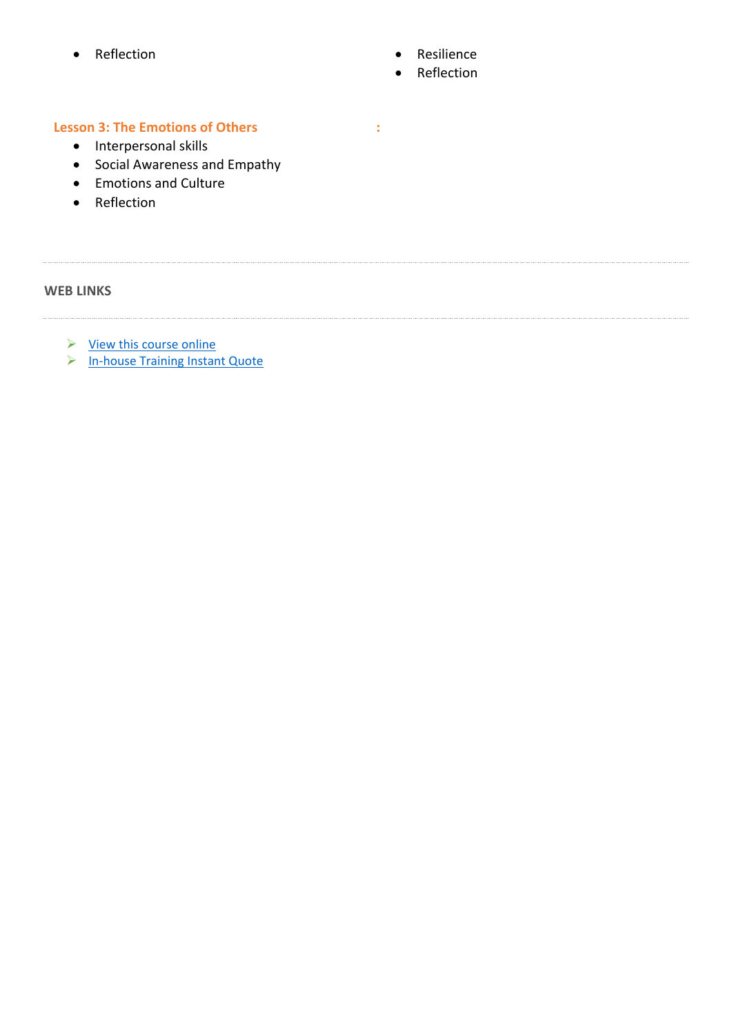- Reflection

- Resilience
- Reflection

**Lesson 3: The Emotions of Others** :

- Interpersonal skills
- Social Awareness and Empathy
- Emotions and Culture
- Reflection

---

**WEB LINKS**

---

- View this course online
- In-house Training Instant Quote